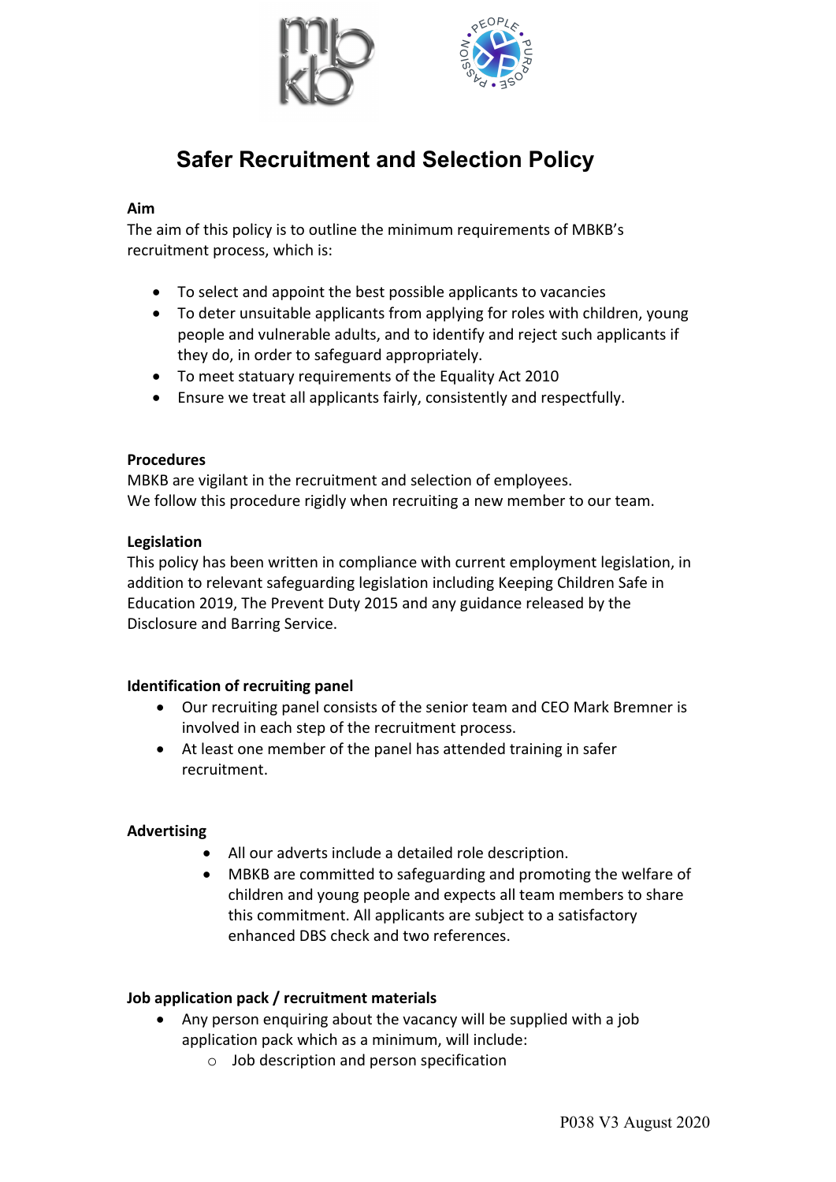# Safer Recruitment and Selection Policy

**Aim**

The aim of this policy is to outline the minimum requirements of MBKB's recruitment process, which is:

- To select and appoint the best possible applicants to vacancies
- To deter unsuitable applicants from applying for roles with children, young people and vulnerable adults, and to identify and reject such applicants if they do, in order to safeguard appropriately.
- To meet statuary requirements of the Equality Act 2010
- Ensure we treat all applicants fairly, consistently and respectfully.

**Procedures**

MBKB are vigilant in the recruitment and selection of employees.
We follow this procedure rigidly when recruiting a new member to our team.

**Legislation**

This policy has been written in compliance with current employment legislation, in addition to relevant safeguarding legislation including Keeping Children Safe in Education 2019, The Prevent Duty 2015 and any guidance released by the Disclosure and Barring Service.

**Identification of recruiting panel**

- Our recruiting panel consists of the senior team and CEO Mark Bremner is involved in each step of the recruitment process.
- At least one member of the panel has attended training in safer recruitment.

**Advertising**

- All our adverts include a detailed role description.
- MBKB are committed to safeguarding and promoting the welfare of children and young people and expects all team members to share this commitment. All applicants are subject to a satisfactory enhanced DBS check and two references.

**Job application pack / recruitment materials**

- Any person enquiring about the vacancy will be supplied with a job application pack which as a minimum, will include:
  - Job description and person specification

P038 V3 August 2020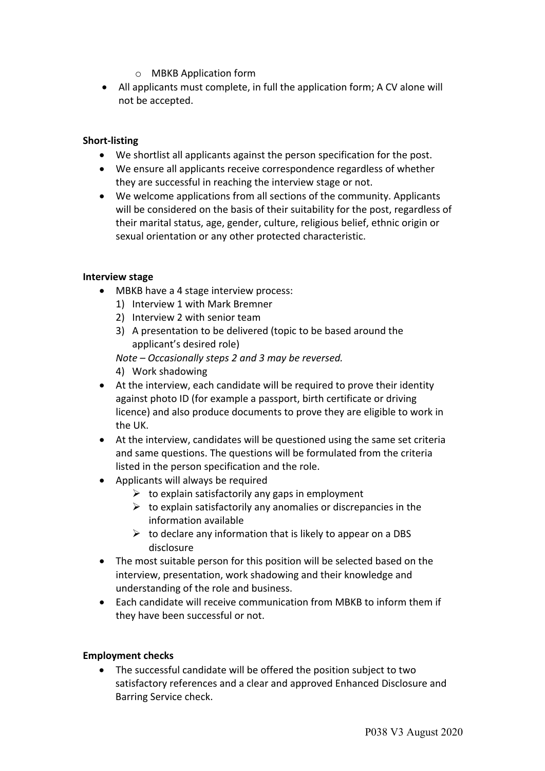- MBKB Application form
- All applicants must complete, in full the application form; A CV alone will not be accepted.

**Short-listing**

- We shortlist all applicants against the person specification for the post.
- We ensure all applicants receive correspondence regardless of whether they are successful in reaching the interview stage or not.
- We welcome applications from all sections of the community. Applicants will be considered on the basis of their suitability for the post, regardless of their marital status, age, gender, culture, religious belief, ethnic origin or sexual orientation or any other protected characteristic.

**Interview stage**

- MBKB have a 4 stage interview process:
  1) Interview 1 with Mark Bremner
  2) Interview 2 with senior team
  3) A presentation to be delivered (topic to be based around the applicant's desired role)

  *Note – Occasionally steps 2 and 3 may be reversed.*

  4) Work shadowing
- At the interview, each candidate will be required to prove their identity against photo ID (for example a passport, birth certificate or driving licence) and also produce documents to prove they are eligible to work in the UK.
- At the interview, candidates will be questioned using the same set criteria and same questions. The questions will be formulated from the criteria listed in the person specification and the role.
- Applicants will always be required
  - to explain satisfactorily any gaps in employment
  - to explain satisfactorily any anomalies or discrepancies in the information available
  - to declare any information that is likely to appear on a DBS disclosure
- The most suitable person for this position will be selected based on the interview, presentation, work shadowing and their knowledge and understanding of the role and business.
- Each candidate will receive communication from MBKB to inform them if they have been successful or not.

**Employment checks**

- The successful candidate will be offered the position subject to two satisfactory references and a clear and approved Enhanced Disclosure and Barring Service check.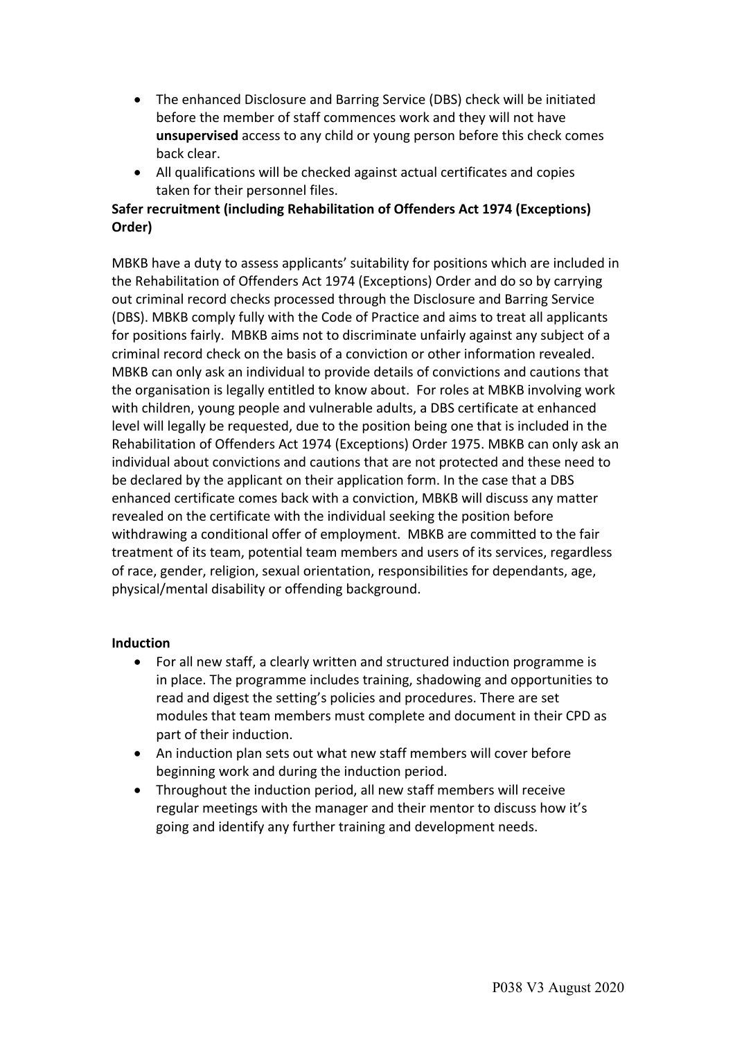- The enhanced Disclosure and Barring Service (DBS) check will be initiated before the member of staff commences work and they will not have **unsupervised** access to any child or young person before this check comes back clear.
- All qualifications will be checked against actual certificates and copies taken for their personnel files.

**Safer recruitment (including Rehabilitation of Offenders Act 1974 (Exceptions) Order)**

MBKB have a duty to assess applicants' suitability for positions which are included in the Rehabilitation of Offenders Act 1974 (Exceptions) Order and do so by carrying out criminal record checks processed through the Disclosure and Barring Service (DBS). MBKB comply fully with the Code of Practice and aims to treat all applicants for positions fairly. MBKB aims not to discriminate unfairly against any subject of a criminal record check on the basis of a conviction or other information revealed. MBKB can only ask an individual to provide details of convictions and cautions that the organisation is legally entitled to know about. For roles at MBKB involving work with children, young people and vulnerable adults, a DBS certificate at enhanced level will legally be requested, due to the position being one that is included in the Rehabilitation of Offenders Act 1974 (Exceptions) Order 1975. MBKB can only ask an individual about convictions and cautions that are not protected and these need to be declared by the applicant on their application form. In the case that a DBS enhanced certificate comes back with a conviction, MBKB will discuss any matter revealed on the certificate with the individual seeking the position before withdrawing a conditional offer of employment. MBKB are committed to the fair treatment of its team, potential team members and users of its services, regardless of race, gender, religion, sexual orientation, responsibilities for dependants, age, physical/mental disability or offending background.

**Induction**

- For all new staff, a clearly written and structured induction programme is in place. The programme includes training, shadowing and opportunities to read and digest the setting's policies and procedures. There are set modules that team members must complete and document in their CPD as part of their induction.
- An induction plan sets out what new staff members will cover before beginning work and during the induction period.
- Throughout the induction period, all new staff members will receive regular meetings with the manager and their mentor to discuss how it's going and identify any further training and development needs.